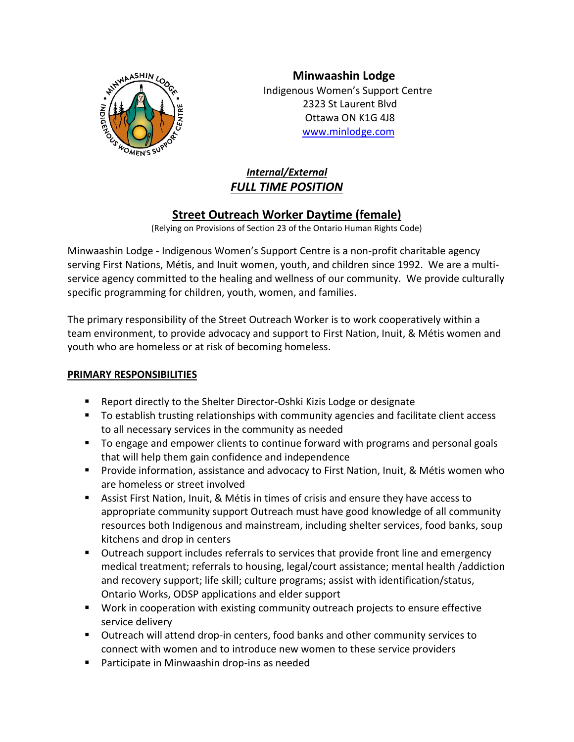**Minwaashin Lodge**
Indigenous Women's Support Centre
2323 St Laurent Blvd
Ottawa ON K1G 4J8
www.minlodge.com

***Internal/External***
***FULL TIME POSITION***

# Street Outreach Worker Daytime (female)

(Relying on Provisions of Section 23 of the Ontario Human Rights Code)

Minwaashin Lodge - Indigenous Women's Support Centre is a non-profit charitable agency serving First Nations, Métis, and Inuit women, youth, and children since 1992. We are a multi-service agency committed to the healing and wellness of our community. We provide culturally specific programming for children, youth, women, and families.

The primary responsibility of the Street Outreach Worker is to work cooperatively within a team environment, to provide advocacy and support to First Nation, Inuit, & Métis women and youth who are homeless or at risk of becoming homeless.

## PRIMARY RESPONSIBILITIES

- Report directly to the Shelter Director-Oshki Kizis Lodge or designate
- To establish trusting relationships with community agencies and facilitate client access to all necessary services in the community as needed
- To engage and empower clients to continue forward with programs and personal goals that will help them gain confidence and independence
- Provide information, assistance and advocacy to First Nation, Inuit, & Métis women who are homeless or street involved
- Assist First Nation, Inuit, & Métis in times of crisis and ensure they have access to appropriate community support Outreach must have good knowledge of all community resources both Indigenous and mainstream, including shelter services, food banks, soup kitchens and drop in centers
- Outreach support includes referrals to services that provide front line and emergency medical treatment; referrals to housing, legal/court assistance; mental health /addiction and recovery support; life skill; culture programs; assist with identification/status, Ontario Works, ODSP applications and elder support
- Work in cooperation with existing community outreach projects to ensure effective service delivery
- Outreach will attend drop-in centers, food banks and other community services to connect with women and to introduce new women to these service providers
- Participate in Minwaashin drop-ins as needed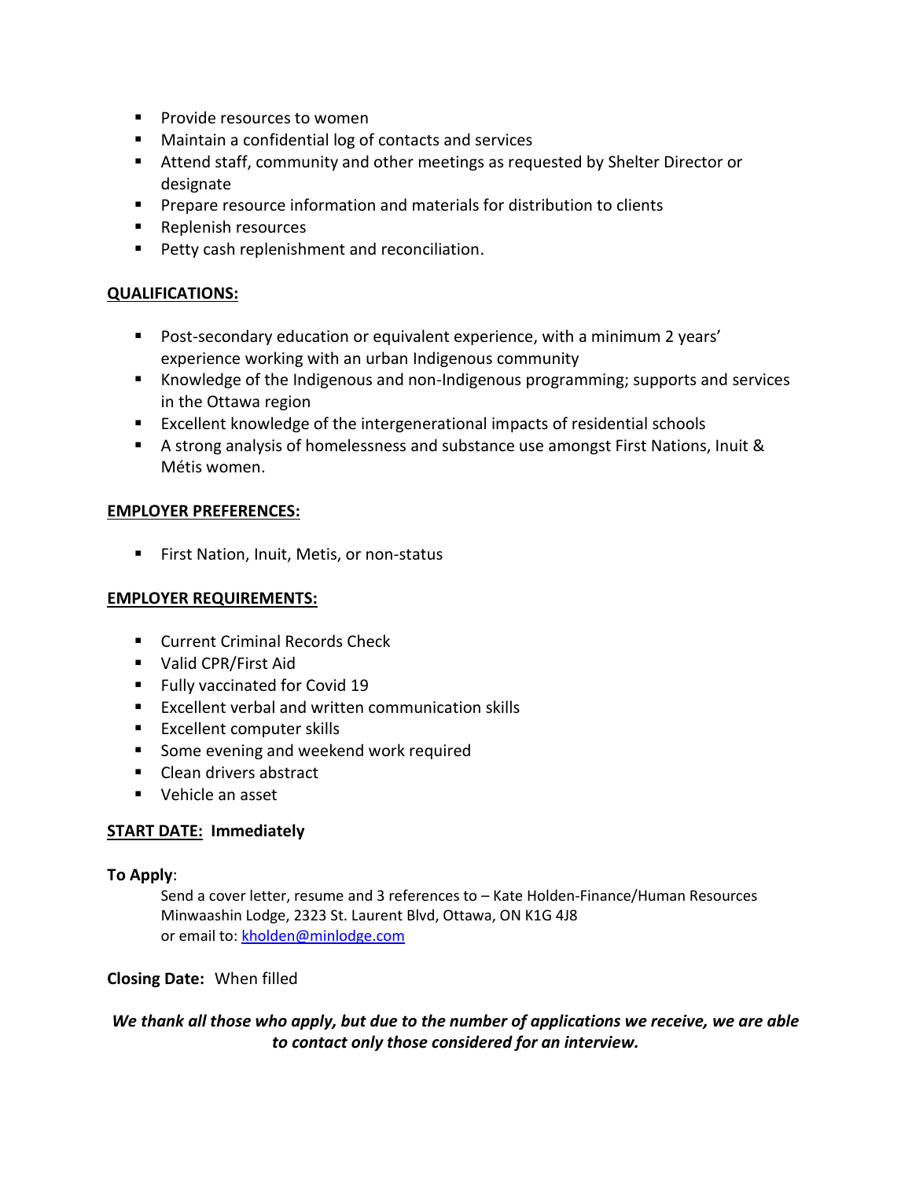- Provide resources to women
- Maintain a confidential log of contacts and services
- Attend staff, community and other meetings as requested by Shelter Director or designate
- Prepare resource information and materials for distribution to clients
- Replenish resources
- Petty cash replenishment and reconciliation.

**QUALIFICATIONS:**

- Post-secondary education or equivalent experience, with a minimum 2 years' experience working with an urban Indigenous community
- Knowledge of the Indigenous and non-Indigenous programming; supports and services in the Ottawa region
- Excellent knowledge of the intergenerational impacts of residential schools
- A strong analysis of homelessness and substance use amongst First Nations, Inuit & Métis women.

**EMPLOYER PREFERENCES:**

- First Nation, Inuit, Metis, or non-status

**EMPLOYER REQUIREMENTS:**

- Current Criminal Records Check
- Valid CPR/First Aid
- Fully vaccinated for Covid 19
- Excellent verbal and written communication skills
- Excellent computer skills
- Some evening and weekend work required
- Clean drivers abstract
- Vehicle an asset

**START DATE: Immediately**

**To Apply**:

Send a cover letter, resume and 3 references to – Kate Holden-Finance/Human Resources
Minwaashin Lodge, 2323 St. Laurent Blvd, Ottawa, ON K1G 4J8
or email to: kholden@minlodge.com

**Closing Date:** When filled

***We thank all those who apply, but due to the number of applications we receive, we are able to contact only those considered for an interview.***